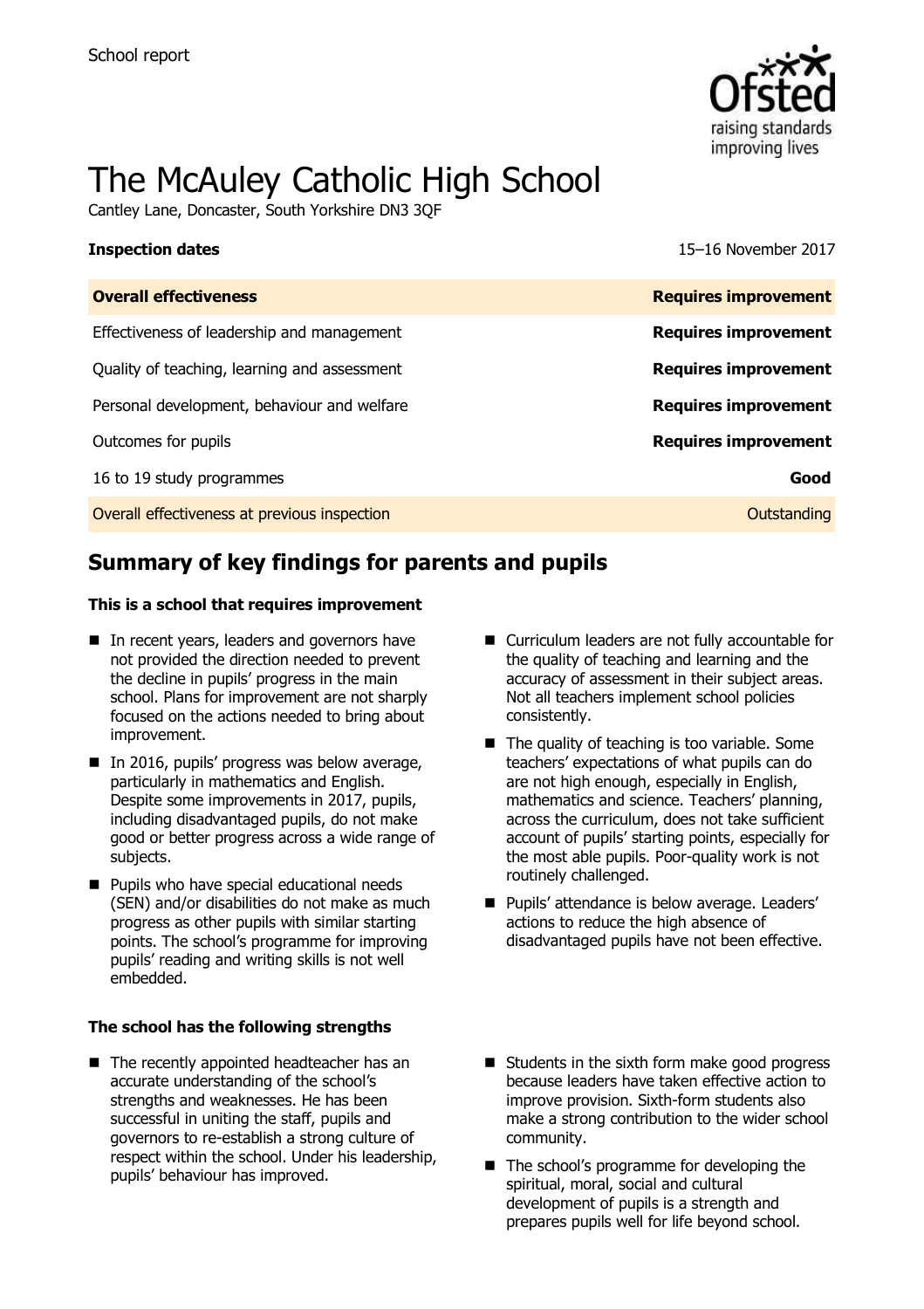School report

# The McAuley Catholic High School

Cantley Lane, Doncaster, South Yorkshire DN3 3QF

**Inspection dates** 15–16 November 2017

| **Overall effectiveness** | **Requires improvement** |
| --- | --- |
| Effectiveness of leadership and management | **Requires improvement** |
| Quality of teaching, learning and assessment | **Requires improvement** |
| Personal development, behaviour and welfare | **Requires improvement** |
| Outcomes for pupils | **Requires improvement** |
| 16 to 19 study programmes | **Good** |
| Overall effectiveness at previous inspection | Outstanding |

## Summary of key findings for parents and pupils

**This is a school that requires improvement**

- In recent years, leaders and governors have not provided the direction needed to prevent the decline in pupils' progress in the main school. Plans for improvement are not sharply focused on the actions needed to bring about improvement.
- In 2016, pupils' progress was below average, particularly in mathematics and English. Despite some improvements in 2017, pupils, including disadvantaged pupils, do not make good or better progress across a wide range of subjects.
- Pupils who have special educational needs (SEN) and/or disabilities do not make as much progress as other pupils with similar starting points. The school's programme for improving pupils' reading and writing skills is not well embedded.
- Curriculum leaders are not fully accountable for the quality of teaching and learning and the accuracy of assessment in their subject areas. Not all teachers implement school policies consistently.
- The quality of teaching is too variable. Some teachers' expectations of what pupils can do are not high enough, especially in English, mathematics and science. Teachers' planning, across the curriculum, does not take sufficient account of pupils' starting points, especially for the most able pupils. Poor-quality work is not routinely challenged.
- Pupils' attendance is below average. Leaders' actions to reduce the high absence of disadvantaged pupils have not been effective.

**The school has the following strengths**

- The recently appointed headteacher has an accurate understanding of the school's strengths and weaknesses. He has been successful in uniting the staff, pupils and governors to re-establish a strong culture of respect within the school. Under his leadership, pupils' behaviour has improved.
- Students in the sixth form make good progress because leaders have taken effective action to improve provision. Sixth-form students also make a strong contribution to the wider school community.
- The school's programme for developing the spiritual, moral, social and cultural development of pupils is a strength and prepares pupils well for life beyond school.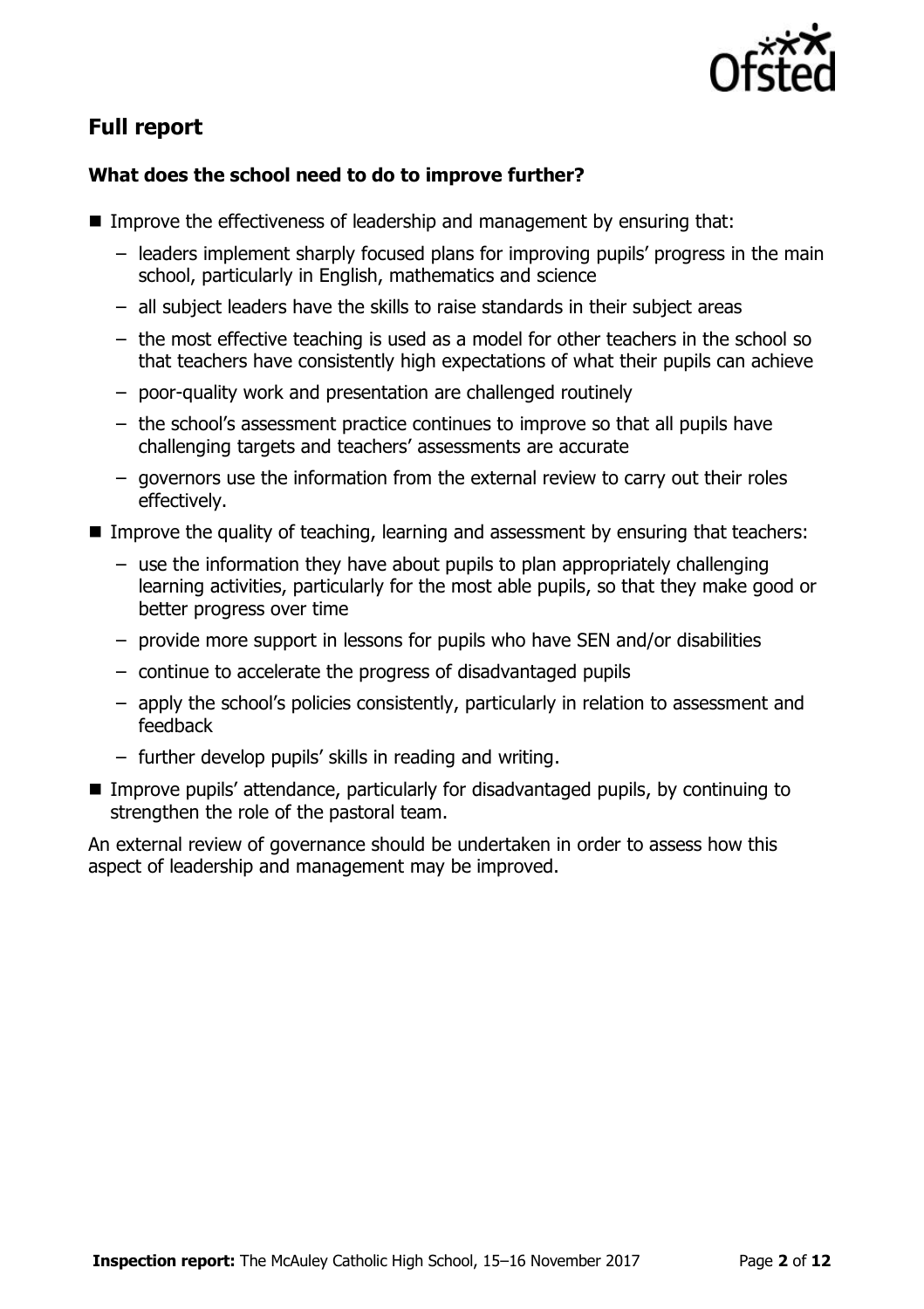## Full report

### What does the school need to do to improve further?

- Improve the effectiveness of leadership and management by ensuring that:
  - leaders implement sharply focused plans for improving pupils' progress in the main school, particularly in English, mathematics and science
  - all subject leaders have the skills to raise standards in their subject areas
  - the most effective teaching is used as a model for other teachers in the school so that teachers have consistently high expectations of what their pupils can achieve
  - poor-quality work and presentation are challenged routinely
  - the school's assessment practice continues to improve so that all pupils have challenging targets and teachers' assessments are accurate
  - governors use the information from the external review to carry out their roles effectively.
- Improve the quality of teaching, learning and assessment by ensuring that teachers:
  - use the information they have about pupils to plan appropriately challenging learning activities, particularly for the most able pupils, so that they make good or better progress over time
  - provide more support in lessons for pupils who have SEN and/or disabilities
  - continue to accelerate the progress of disadvantaged pupils
  - apply the school's policies consistently, particularly in relation to assessment and feedback
  - further develop pupils' skills in reading and writing.
- Improve pupils' attendance, particularly for disadvantaged pupils, by continuing to strengthen the role of the pastoral team.

An external review of governance should be undertaken in order to assess how this aspect of leadership and management may be improved.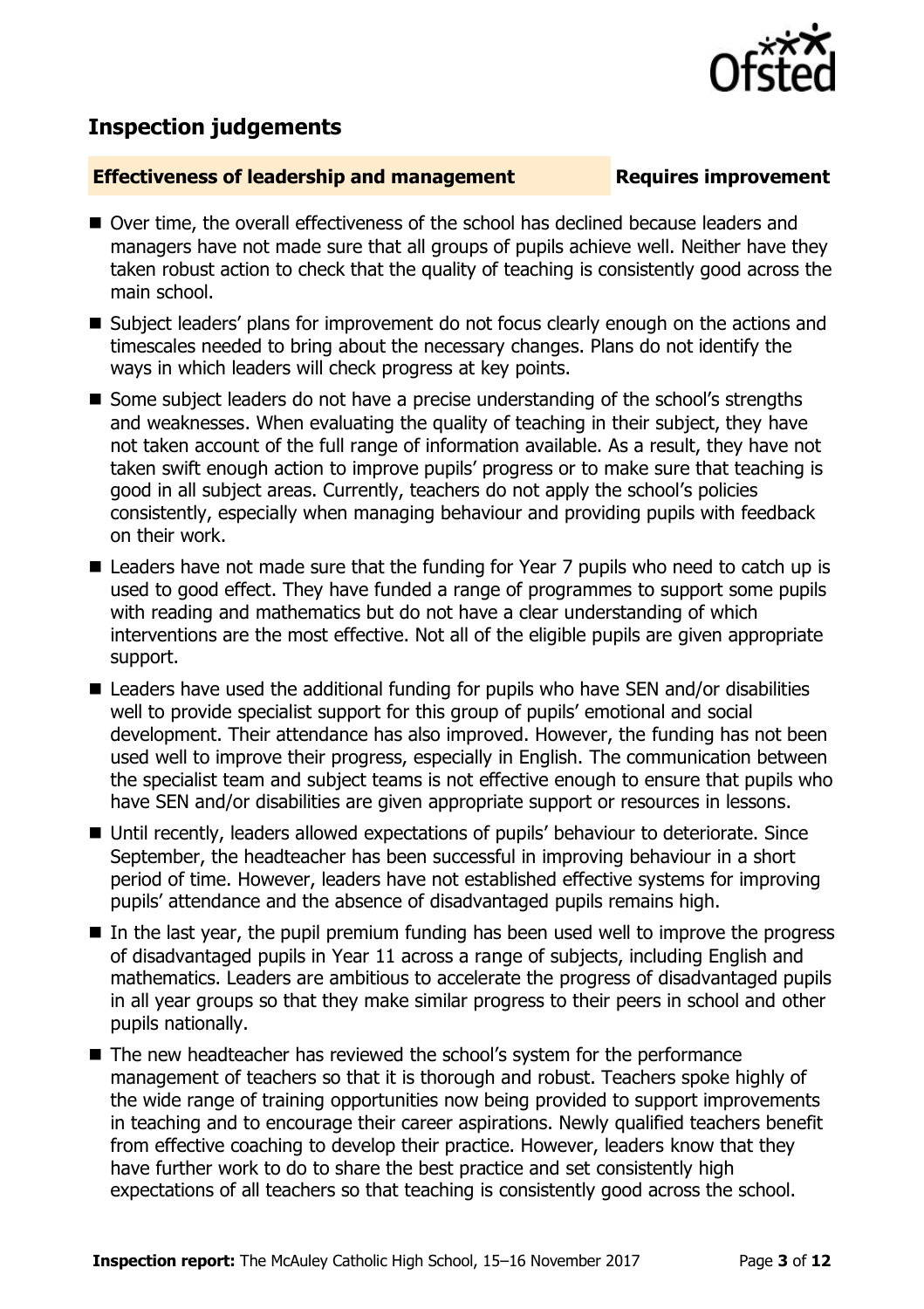## Inspection judgements

### Effectiveness of leadership and management — Requires improvement

- Over time, the overall effectiveness of the school has declined because leaders and managers have not made sure that all groups of pupils achieve well. Neither have they taken robust action to check that the quality of teaching is consistently good across the main school.
- Subject leaders' plans for improvement do not focus clearly enough on the actions and timescales needed to bring about the necessary changes. Plans do not identify the ways in which leaders will check progress at key points.
- Some subject leaders do not have a precise understanding of the school's strengths and weaknesses. When evaluating the quality of teaching in their subject, they have not taken account of the full range of information available. As a result, they have not taken swift enough action to improve pupils' progress or to make sure that teaching is good in all subject areas. Currently, teachers do not apply the school's policies consistently, especially when managing behaviour and providing pupils with feedback on their work.
- Leaders have not made sure that the funding for Year 7 pupils who need to catch up is used to good effect. They have funded a range of programmes to support some pupils with reading and mathematics but do not have a clear understanding of which interventions are the most effective. Not all of the eligible pupils are given appropriate support.
- Leaders have used the additional funding for pupils who have SEN and/or disabilities well to provide specialist support for this group of pupils' emotional and social development. Their attendance has also improved. However, the funding has not been used well to improve their progress, especially in English. The communication between the specialist team and subject teams is not effective enough to ensure that pupils who have SEN and/or disabilities are given appropriate support or resources in lessons.
- Until recently, leaders allowed expectations of pupils' behaviour to deteriorate. Since September, the headteacher has been successful in improving behaviour in a short period of time. However, leaders have not established effective systems for improving pupils' attendance and the absence of disadvantaged pupils remains high.
- In the last year, the pupil premium funding has been used well to improve the progress of disadvantaged pupils in Year 11 across a range of subjects, including English and mathematics. Leaders are ambitious to accelerate the progress of disadvantaged pupils in all year groups so that they make similar progress to their peers in school and other pupils nationally.
- The new headteacher has reviewed the school's system for the performance management of teachers so that it is thorough and robust. Teachers spoke highly of the wide range of training opportunities now being provided to support improvements in teaching and to encourage their career aspirations. Newly qualified teachers benefit from effective coaching to develop their practice. However, leaders know that they have further work to do to share the best practice and set consistently high expectations of all teachers so that teaching is consistently good across the school.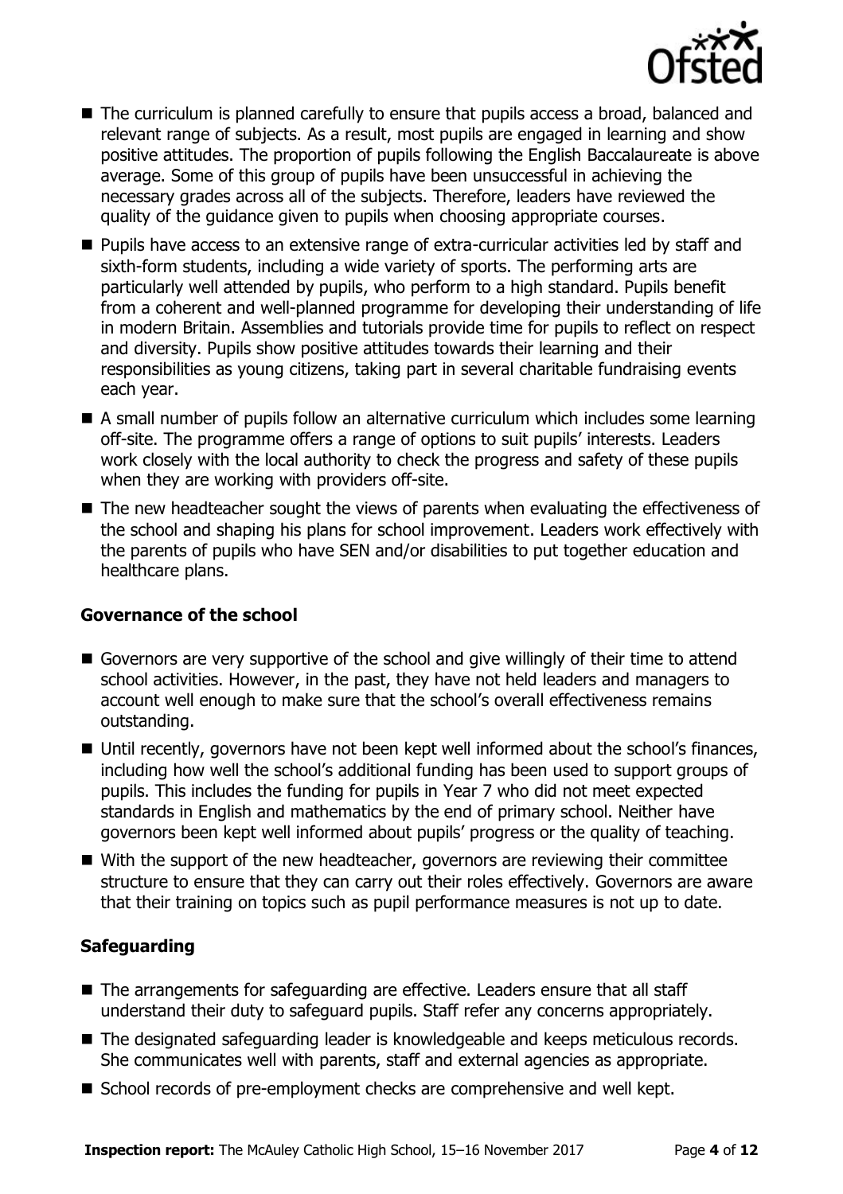- The curriculum is planned carefully to ensure that pupils access a broad, balanced and relevant range of subjects. As a result, most pupils are engaged in learning and show positive attitudes. The proportion of pupils following the English Baccalaureate is above average. Some of this group of pupils have been unsuccessful in achieving the necessary grades across all of the subjects. Therefore, leaders have reviewed the quality of the guidance given to pupils when choosing appropriate courses.
- Pupils have access to an extensive range of extra-curricular activities led by staff and sixth-form students, including a wide variety of sports. The performing arts are particularly well attended by pupils, who perform to a high standard. Pupils benefit from a coherent and well-planned programme for developing their understanding of life in modern Britain. Assemblies and tutorials provide time for pupils to reflect on respect and diversity. Pupils show positive attitudes towards their learning and their responsibilities as young citizens, taking part in several charitable fundraising events each year.
- A small number of pupils follow an alternative curriculum which includes some learning off-site. The programme offers a range of options to suit pupils' interests. Leaders work closely with the local authority to check the progress and safety of these pupils when they are working with providers off-site.
- The new headteacher sought the views of parents when evaluating the effectiveness of the school and shaping his plans for school improvement. Leaders work effectively with the parents of pupils who have SEN and/or disabilities to put together education and healthcare plans.

### Governance of the school

- Governors are very supportive of the school and give willingly of their time to attend school activities. However, in the past, they have not held leaders and managers to account well enough to make sure that the school's overall effectiveness remains outstanding.
- Until recently, governors have not been kept well informed about the school's finances, including how well the school's additional funding has been used to support groups of pupils. This includes the funding for pupils in Year 7 who did not meet expected standards in English and mathematics by the end of primary school. Neither have governors been kept well informed about pupils' progress or the quality of teaching.
- With the support of the new headteacher, governors are reviewing their committee structure to ensure that they can carry out their roles effectively. Governors are aware that their training on topics such as pupil performance measures is not up to date.

### Safeguarding

- The arrangements for safeguarding are effective. Leaders ensure that all staff understand their duty to safeguard pupils. Staff refer any concerns appropriately.
- The designated safeguarding leader is knowledgeable and keeps meticulous records. She communicates well with parents, staff and external agencies as appropriate.
- School records of pre-employment checks are comprehensive and well kept.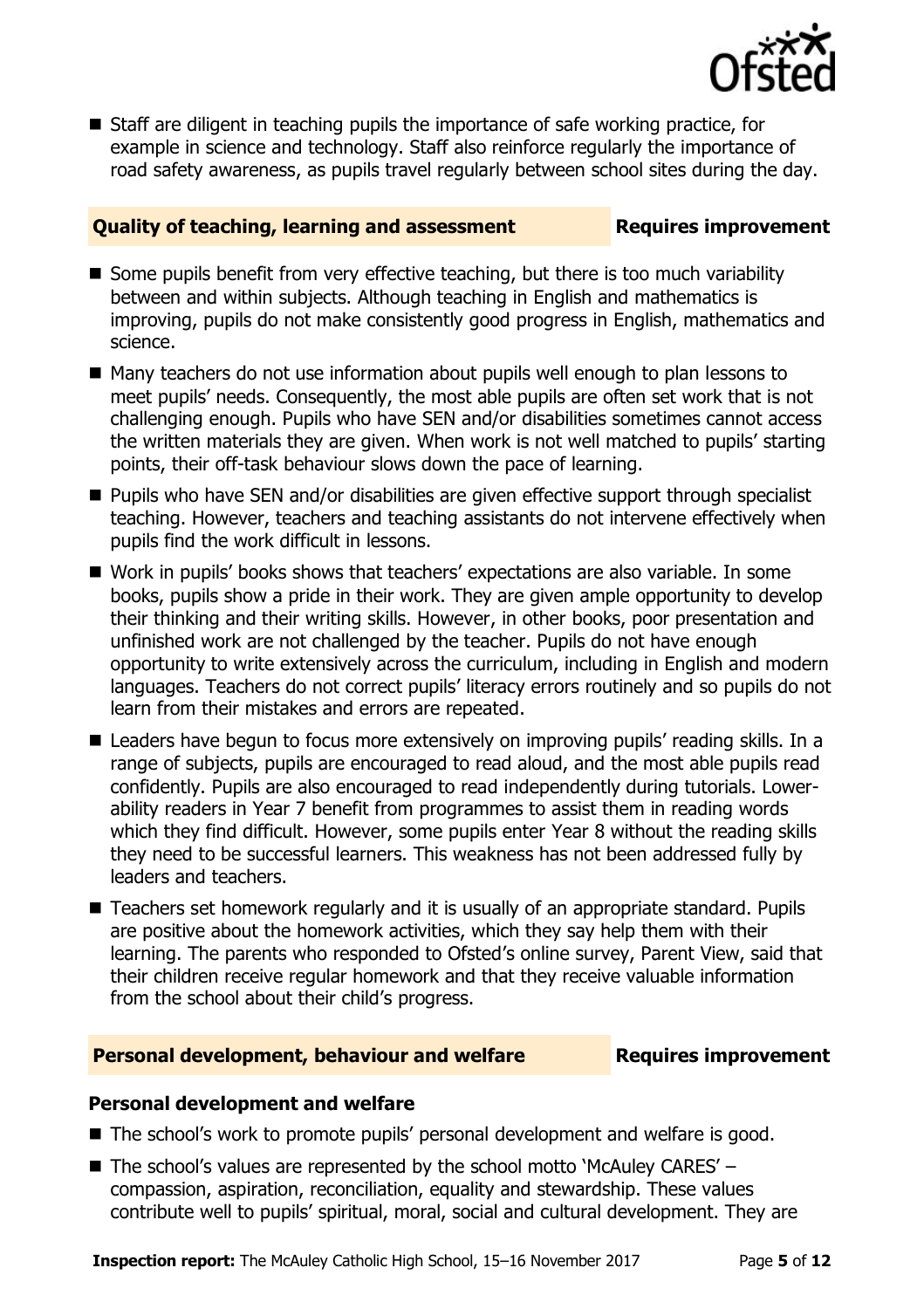- Staff are diligent in teaching pupils the importance of safe working practice, for example in science and technology. Staff also reinforce regularly the importance of road safety awareness, as pupils travel regularly between school sites during the day.

## Quality of teaching, learning and assessment — Requires improvement

- Some pupils benefit from very effective teaching, but there is too much variability between and within subjects. Although teaching in English and mathematics is improving, pupils do not make consistently good progress in English, mathematics and science.
- Many teachers do not use information about pupils well enough to plan lessons to meet pupils' needs. Consequently, the most able pupils are often set work that is not challenging enough. Pupils who have SEN and/or disabilities sometimes cannot access the written materials they are given. When work is not well matched to pupils' starting points, their off-task behaviour slows down the pace of learning.
- Pupils who have SEN and/or disabilities are given effective support through specialist teaching. However, teachers and teaching assistants do not intervene effectively when pupils find the work difficult in lessons.
- Work in pupils' books shows that teachers' expectations are also variable. In some books, pupils show a pride in their work. They are given ample opportunity to develop their thinking and their writing skills. However, in other books, poor presentation and unfinished work are not challenged by the teacher. Pupils do not have enough opportunity to write extensively across the curriculum, including in English and modern languages. Teachers do not correct pupils' literacy errors routinely and so pupils do not learn from their mistakes and errors are repeated.
- Leaders have begun to focus more extensively on improving pupils' reading skills. In a range of subjects, pupils are encouraged to read aloud, and the most able pupils read confidently. Pupils are also encouraged to read independently during tutorials. Lower-ability readers in Year 7 benefit from programmes to assist them in reading words which they find difficult. However, some pupils enter Year 8 without the reading skills they need to be successful learners. This weakness has not been addressed fully by leaders and teachers.
- Teachers set homework regularly and it is usually of an appropriate standard. Pupils are positive about the homework activities, which they say help them with their learning. The parents who responded to Ofsted's online survey, Parent View, said that their children receive regular homework and that they receive valuable information from the school about their child's progress.

## Personal development, behaviour and welfare — Requires improvement

### Personal development and welfare

- The school's work to promote pupils' personal development and welfare is good.
- The school's values are represented by the school motto 'McAuley CARES' – compassion, aspiration, reconciliation, equality and stewardship. These values contribute well to pupils' spiritual, moral, social and cultural development. They are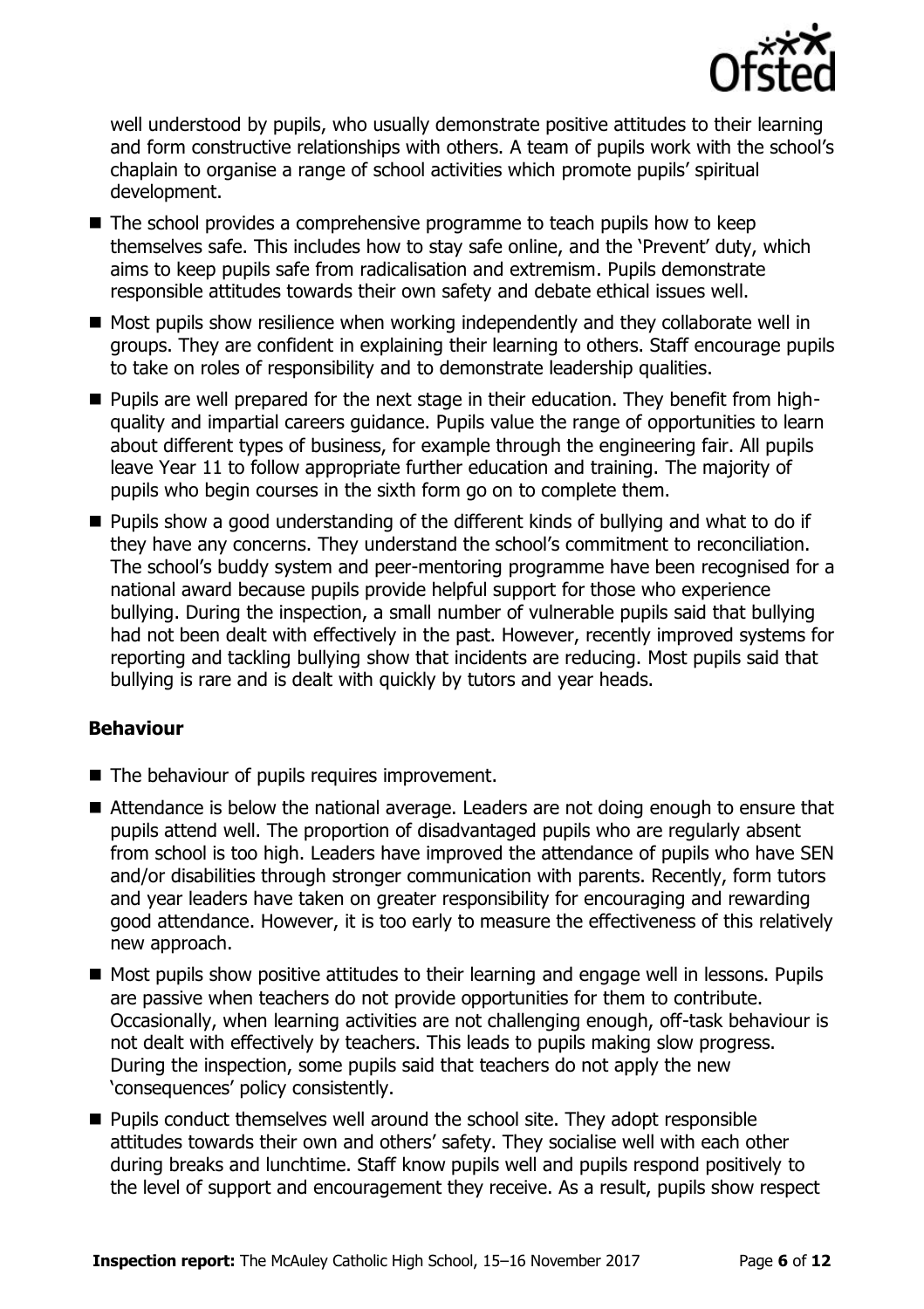well understood by pupils, who usually demonstrate positive attitudes to their learning and form constructive relationships with others. A team of pupils work with the school's chaplain to organise a range of school activities which promote pupils' spiritual development.

- The school provides a comprehensive programme to teach pupils how to keep themselves safe. This includes how to stay safe online, and the 'Prevent' duty, which aims to keep pupils safe from radicalisation and extremism. Pupils demonstrate responsible attitudes towards their own safety and debate ethical issues well.
- Most pupils show resilience when working independently and they collaborate well in groups. They are confident in explaining their learning to others. Staff encourage pupils to take on roles of responsibility and to demonstrate leadership qualities.
- Pupils are well prepared for the next stage in their education. They benefit from high-quality and impartial careers guidance. Pupils value the range of opportunities to learn about different types of business, for example through the engineering fair. All pupils leave Year 11 to follow appropriate further education and training. The majority of pupils who begin courses in the sixth form go on to complete them.
- Pupils show a good understanding of the different kinds of bullying and what to do if they have any concerns. They understand the school's commitment to reconciliation. The school's buddy system and peer-mentoring programme have been recognised for a national award because pupils provide helpful support for those who experience bullying. During the inspection, a small number of vulnerable pupils said that bullying had not been dealt with effectively in the past. However, recently improved systems for reporting and tackling bullying show that incidents are reducing. Most pupils said that bullying is rare and is dealt with quickly by tutors and year heads.

### Behaviour

- The behaviour of pupils requires improvement.
- Attendance is below the national average. Leaders are not doing enough to ensure that pupils attend well. The proportion of disadvantaged pupils who are regularly absent from school is too high. Leaders have improved the attendance of pupils who have SEN and/or disabilities through stronger communication with parents. Recently, form tutors and year leaders have taken on greater responsibility for encouraging and rewarding good attendance. However, it is too early to measure the effectiveness of this relatively new approach.
- Most pupils show positive attitudes to their learning and engage well in lessons. Pupils are passive when teachers do not provide opportunities for them to contribute. Occasionally, when learning activities are not challenging enough, off-task behaviour is not dealt with effectively by teachers. This leads to pupils making slow progress. During the inspection, some pupils said that teachers do not apply the new 'consequences' policy consistently.
- Pupils conduct themselves well around the school site. They adopt responsible attitudes towards their own and others' safety. They socialise well with each other during breaks and lunchtime. Staff know pupils well and pupils respond positively to the level of support and encouragement they receive. As a result, pupils show respect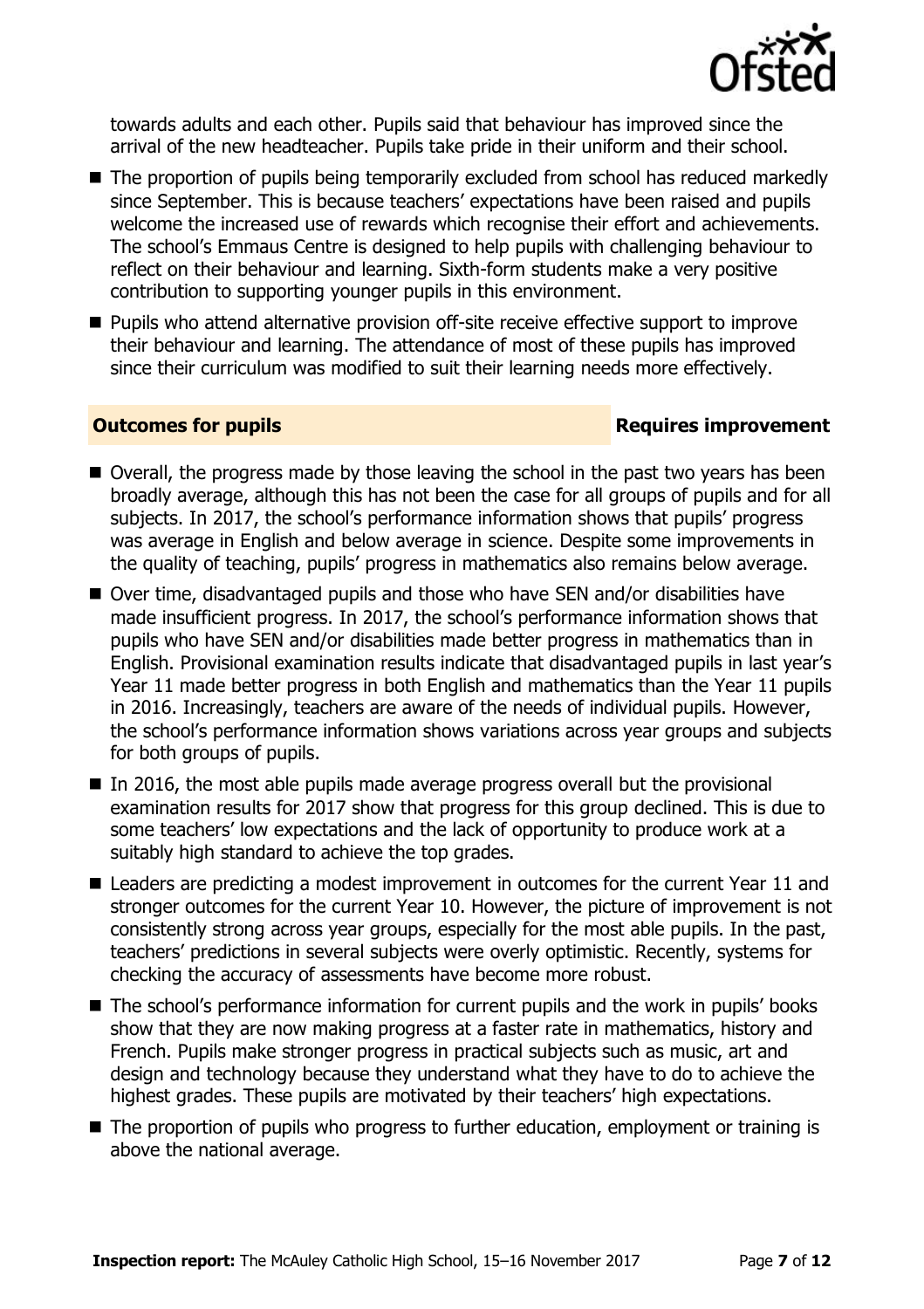towards adults and each other. Pupils said that behaviour has improved since the arrival of the new headteacher. Pupils take pride in their uniform and their school.

- The proportion of pupils being temporarily excluded from school has reduced markedly since September. This is because teachers' expectations have been raised and pupils welcome the increased use of rewards which recognise their effort and achievements. The school's Emmaus Centre is designed to help pupils with challenging behaviour to reflect on their behaviour and learning. Sixth-form students make a very positive contribution to supporting younger pupils in this environment.
- Pupils who attend alternative provision off-site receive effective support to improve their behaviour and learning. The attendance of most of these pupils has improved since their curriculum was modified to suit their learning needs more effectively.

## Outcomes for pupils — Requires improvement

- Overall, the progress made by those leaving the school in the past two years has been broadly average, although this has not been the case for all groups of pupils and for all subjects. In 2017, the school's performance information shows that pupils' progress was average in English and below average in science. Despite some improvements in the quality of teaching, pupils' progress in mathematics also remains below average.
- Over time, disadvantaged pupils and those who have SEN and/or disabilities have made insufficient progress. In 2017, the school's performance information shows that pupils who have SEN and/or disabilities made better progress in mathematics than in English. Provisional examination results indicate that disadvantaged pupils in last year's Year 11 made better progress in both English and mathematics than the Year 11 pupils in 2016. Increasingly, teachers are aware of the needs of individual pupils. However, the school's performance information shows variations across year groups and subjects for both groups of pupils.
- In 2016, the most able pupils made average progress overall but the provisional examination results for 2017 show that progress for this group declined. This is due to some teachers' low expectations and the lack of opportunity to produce work at a suitably high standard to achieve the top grades.
- Leaders are predicting a modest improvement in outcomes for the current Year 11 and stronger outcomes for the current Year 10. However, the picture of improvement is not consistently strong across year groups, especially for the most able pupils. In the past, teachers' predictions in several subjects were overly optimistic. Recently, systems for checking the accuracy of assessments have become more robust.
- The school's performance information for current pupils and the work in pupils' books show that they are now making progress at a faster rate in mathematics, history and French. Pupils make stronger progress in practical subjects such as music, art and design and technology because they understand what they have to do to achieve the highest grades. These pupils are motivated by their teachers' high expectations.
- The proportion of pupils who progress to further education, employment or training is above the national average.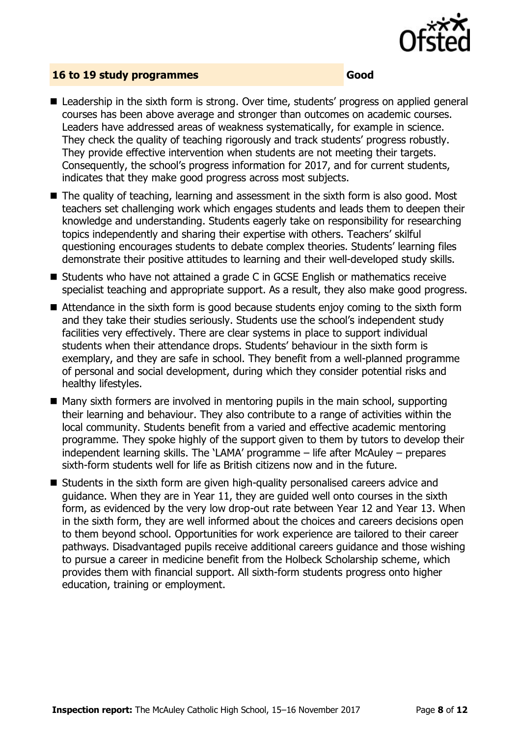## 16 to 19 study programmes **Good**

- Leadership in the sixth form is strong. Over time, students' progress on applied general courses has been above average and stronger than outcomes on academic courses. Leaders have addressed areas of weakness systematically, for example in science. They check the quality of teaching rigorously and track students' progress robustly. They provide effective intervention when students are not meeting their targets. Consequently, the school's progress information for 2017, and for current students, indicates that they make good progress across most subjects.
- The quality of teaching, learning and assessment in the sixth form is also good. Most teachers set challenging work which engages students and leads them to deepen their knowledge and understanding. Students eagerly take on responsibility for researching topics independently and sharing their expertise with others. Teachers' skilful questioning encourages students to debate complex theories. Students' learning files demonstrate their positive attitudes to learning and their well-developed study skills.
- Students who have not attained a grade C in GCSE English or mathematics receive specialist teaching and appropriate support. As a result, they also make good progress.
- Attendance in the sixth form is good because students enjoy coming to the sixth form and they take their studies seriously. Students use the school's independent study facilities very effectively. There are clear systems in place to support individual students when their attendance drops. Students' behaviour in the sixth form is exemplary, and they are safe in school. They benefit from a well-planned programme of personal and social development, during which they consider potential risks and healthy lifestyles.
- Many sixth formers are involved in mentoring pupils in the main school, supporting their learning and behaviour. They also contribute to a range of activities within the local community. Students benefit from a varied and effective academic mentoring programme. They spoke highly of the support given to them by tutors to develop their independent learning skills. The 'LAMA' programme – life after McAuley – prepares sixth-form students well for life as British citizens now and in the future.
- Students in the sixth form are given high-quality personalised careers advice and guidance. When they are in Year 11, they are guided well onto courses in the sixth form, as evidenced by the very low drop-out rate between Year 12 and Year 13. When in the sixth form, they are well informed about the choices and careers decisions open to them beyond school. Opportunities for work experience are tailored to their career pathways. Disadvantaged pupils receive additional careers guidance and those wishing to pursue a career in medicine benefit from the Holbeck Scholarship scheme, which provides them with financial support. All sixth-form students progress onto higher education, training or employment.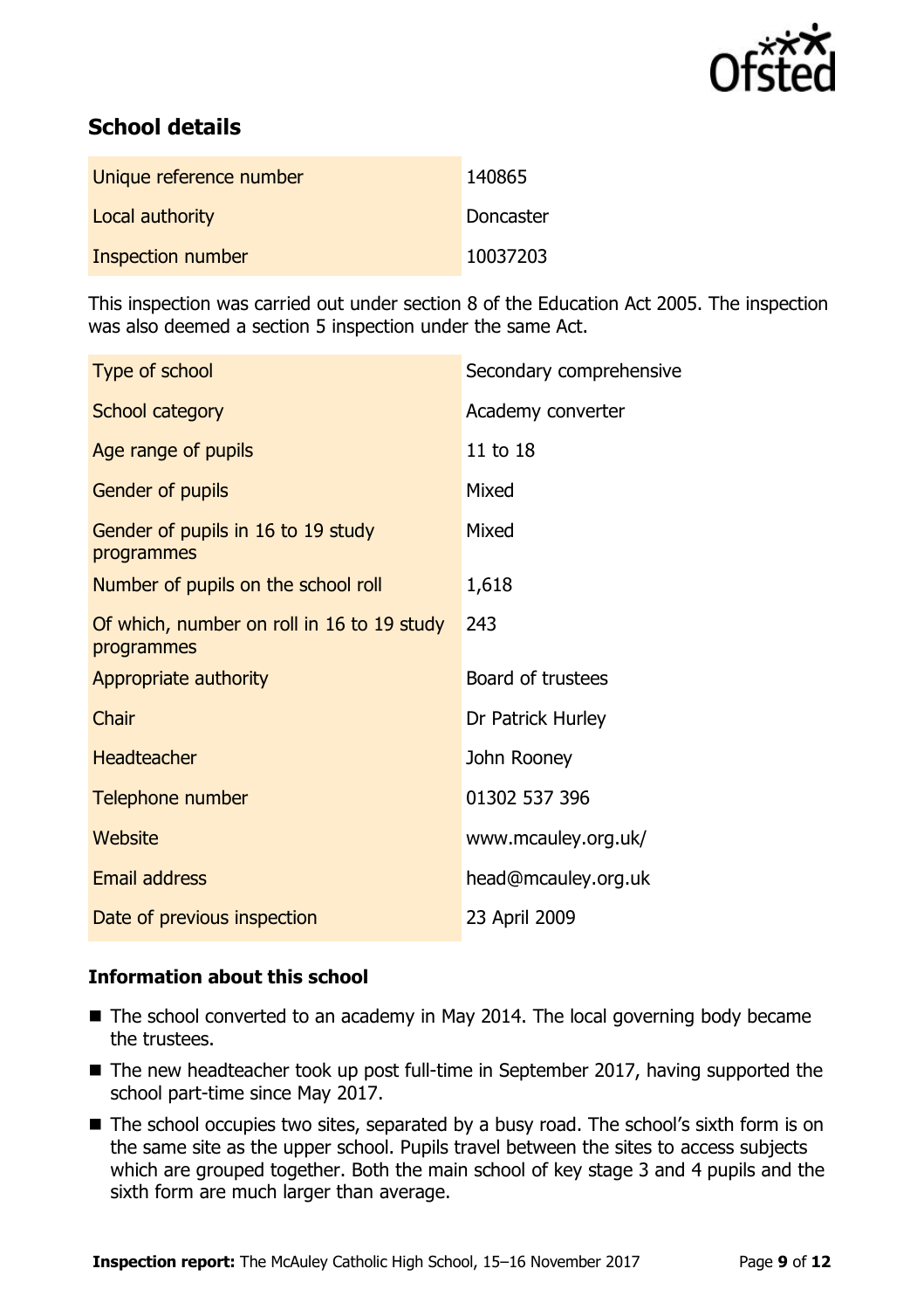## School details

| | |
|---|---|
| Unique reference number | 140865 |
| Local authority | Doncaster |
| Inspection number | 10037203 |

This inspection was carried out under section 8 of the Education Act 2005. The inspection was also deemed a section 5 inspection under the same Act.

| | |
|---|---|
| Type of school | Secondary comprehensive |
| School category | Academy converter |
| Age range of pupils | 11 to 18 |
| Gender of pupils | Mixed |
| Gender of pupils in 16 to 19 study programmes | Mixed |
| Number of pupils on the school roll | 1,618 |
| Of which, number on roll in 16 to 19 study programmes | 243 |
| Appropriate authority | Board of trustees |
| Chair | Dr Patrick Hurley |
| Headteacher | John Rooney |
| Telephone number | 01302 537 396 |
| Website | www.mcauley.org.uk/ |
| Email address | head@mcauley.org.uk |
| Date of previous inspection | 23 April 2009 |

### Information about this school

- The school converted to an academy in May 2014. The local governing body became the trustees.
- The new headteacher took up post full-time in September 2017, having supported the school part-time since May 2017.
- The school occupies two sites, separated by a busy road. The school's sixth form is on the same site as the upper school. Pupils travel between the sites to access subjects which are grouped together. Both the main school of key stage 3 and 4 pupils and the sixth form are much larger than average.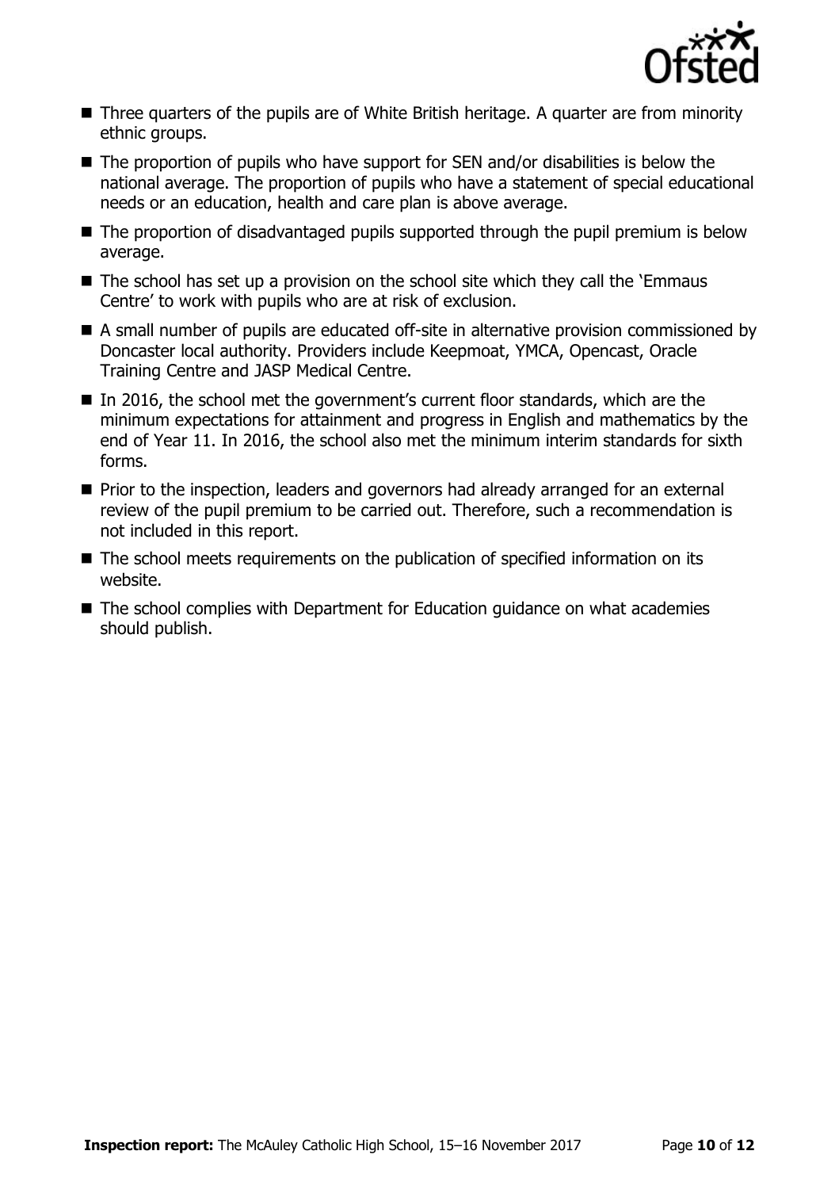- Three quarters of the pupils are of White British heritage. A quarter are from minority ethnic groups.
- The proportion of pupils who have support for SEN and/or disabilities is below the national average. The proportion of pupils who have a statement of special educational needs or an education, health and care plan is above average.
- The proportion of disadvantaged pupils supported through the pupil premium is below average.
- The school has set up a provision on the school site which they call the 'Emmaus Centre' to work with pupils who are at risk of exclusion.
- A small number of pupils are educated off-site in alternative provision commissioned by Doncaster local authority. Providers include Keepmoat, YMCA, Opencast, Oracle Training Centre and JASP Medical Centre.
- In 2016, the school met the government's current floor standards, which are the minimum expectations for attainment and progress in English and mathematics by the end of Year 11. In 2016, the school also met the minimum interim standards for sixth forms.
- Prior to the inspection, leaders and governors had already arranged for an external review of the pupil premium to be carried out. Therefore, such a recommendation is not included in this report.
- The school meets requirements on the publication of specified information on its website.
- The school complies with Department for Education guidance on what academies should publish.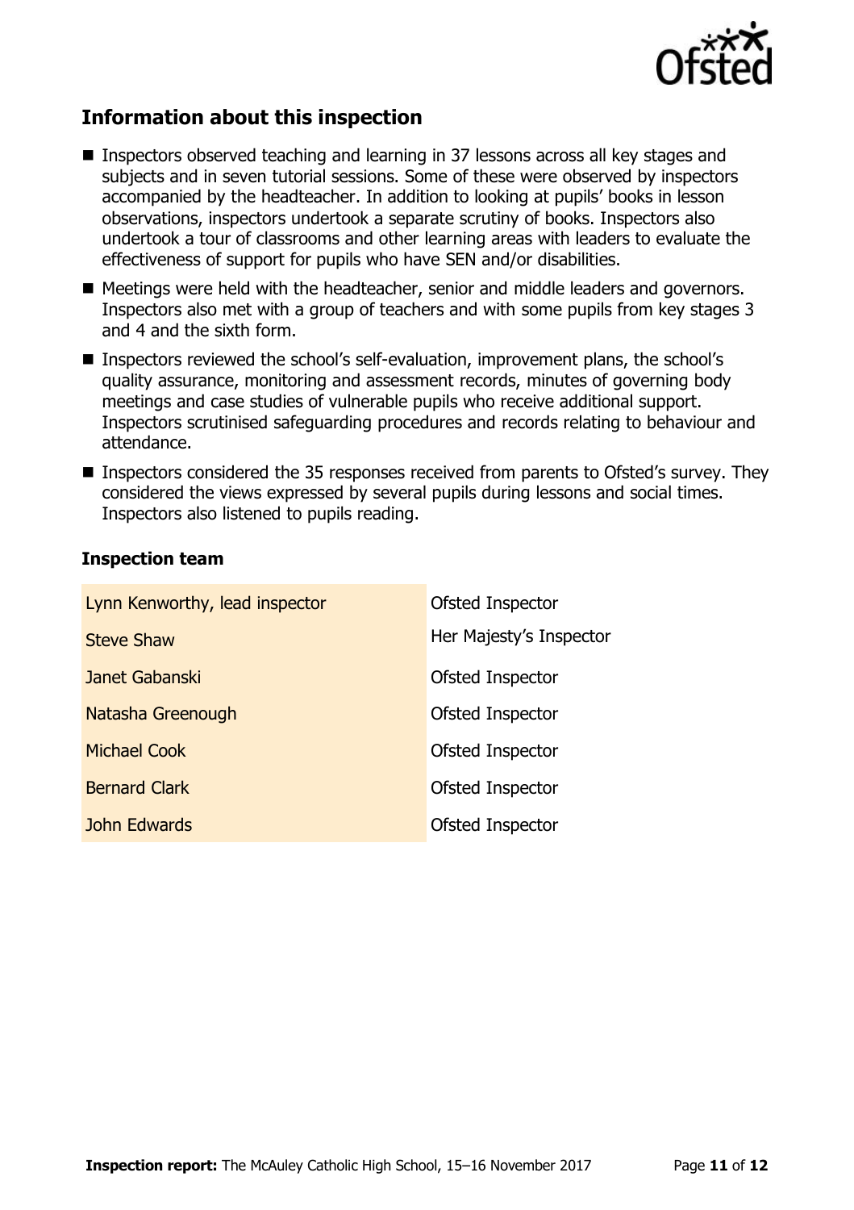## Information about this inspection

- Inspectors observed teaching and learning in 37 lessons across all key stages and subjects and in seven tutorial sessions. Some of these were observed by inspectors accompanied by the headteacher. In addition to looking at pupils' books in lesson observations, inspectors undertook a separate scrutiny of books. Inspectors also undertook a tour of classrooms and other learning areas with leaders to evaluate the effectiveness of support for pupils who have SEN and/or disabilities.
- Meetings were held with the headteacher, senior and middle leaders and governors. Inspectors also met with a group of teachers and with some pupils from key stages 3 and 4 and the sixth form.
- Inspectors reviewed the school's self-evaluation, improvement plans, the school's quality assurance, monitoring and assessment records, minutes of governing body meetings and case studies of vulnerable pupils who receive additional support. Inspectors scrutinised safeguarding procedures and records relating to behaviour and attendance.
- Inspectors considered the 35 responses received from parents to Ofsted's survey. They considered the views expressed by several pupils during lessons and social times. Inspectors also listened to pupils reading.

### Inspection team

| | |
|---|---|
| Lynn Kenworthy, lead inspector | Ofsted Inspector |
| Steve Shaw | Her Majesty's Inspector |
| Janet Gabanski | Ofsted Inspector |
| Natasha Greenough | Ofsted Inspector |
| Michael Cook | Ofsted Inspector |
| Bernard Clark | Ofsted Inspector |
| John Edwards | Ofsted Inspector |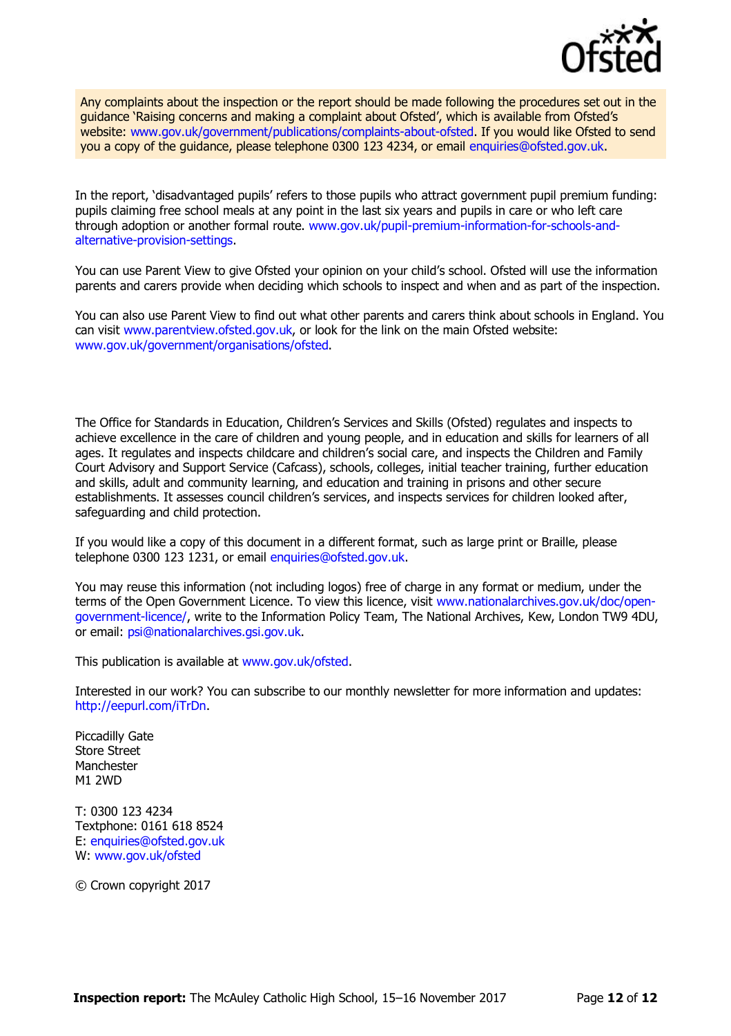Any complaints about the inspection or the report should be made following the procedures set out in the guidance 'Raising concerns and making a complaint about Ofsted', which is available from Ofsted's website: www.gov.uk/government/publications/complaints-about-ofsted. If you would like Ofsted to send you a copy of the guidance, please telephone 0300 123 4234, or email enquiries@ofsted.gov.uk.

In the report, 'disadvantaged pupils' refers to those pupils who attract government pupil premium funding: pupils claiming free school meals at any point in the last six years and pupils in care or who left care through adoption or another formal route. www.gov.uk/pupil-premium-information-for-schools-and-alternative-provision-settings.

You can use Parent View to give Ofsted your opinion on your child's school. Ofsted will use the information parents and carers provide when deciding which schools to inspect and when and as part of the inspection.

You can also use Parent View to find out what other parents and carers think about schools in England. You can visit www.parentview.ofsted.gov.uk, or look for the link on the main Ofsted website: www.gov.uk/government/organisations/ofsted.

The Office for Standards in Education, Children's Services and Skills (Ofsted) regulates and inspects to achieve excellence in the care of children and young people, and in education and skills for learners of all ages. It regulates and inspects childcare and children's social care, and inspects the Children and Family Court Advisory and Support Service (Cafcass), schools, colleges, initial teacher training, further education and skills, adult and community learning, and education and training in prisons and other secure establishments. It assesses council children's services, and inspects services for children looked after, safeguarding and child protection.

If you would like a copy of this document in a different format, such as large print or Braille, please telephone 0300 123 1231, or email enquiries@ofsted.gov.uk.

You may reuse this information (not including logos) free of charge in any format or medium, under the terms of the Open Government Licence. To view this licence, visit www.nationalarchives.gov.uk/doc/open-government-licence/, write to the Information Policy Team, The National Archives, Kew, London TW9 4DU, or email: psi@nationalarchives.gsi.gov.uk.

This publication is available at www.gov.uk/ofsted.

Interested in our work? You can subscribe to our monthly newsletter for more information and updates: http://eepurl.com/iTrDn.

Piccadilly Gate
Store Street
Manchester
M1 2WD

T: 0300 123 4234
Textphone: 0161 618 8524
E: enquiries@ofsted.gov.uk
W: www.gov.uk/ofsted

© Crown copyright 2017